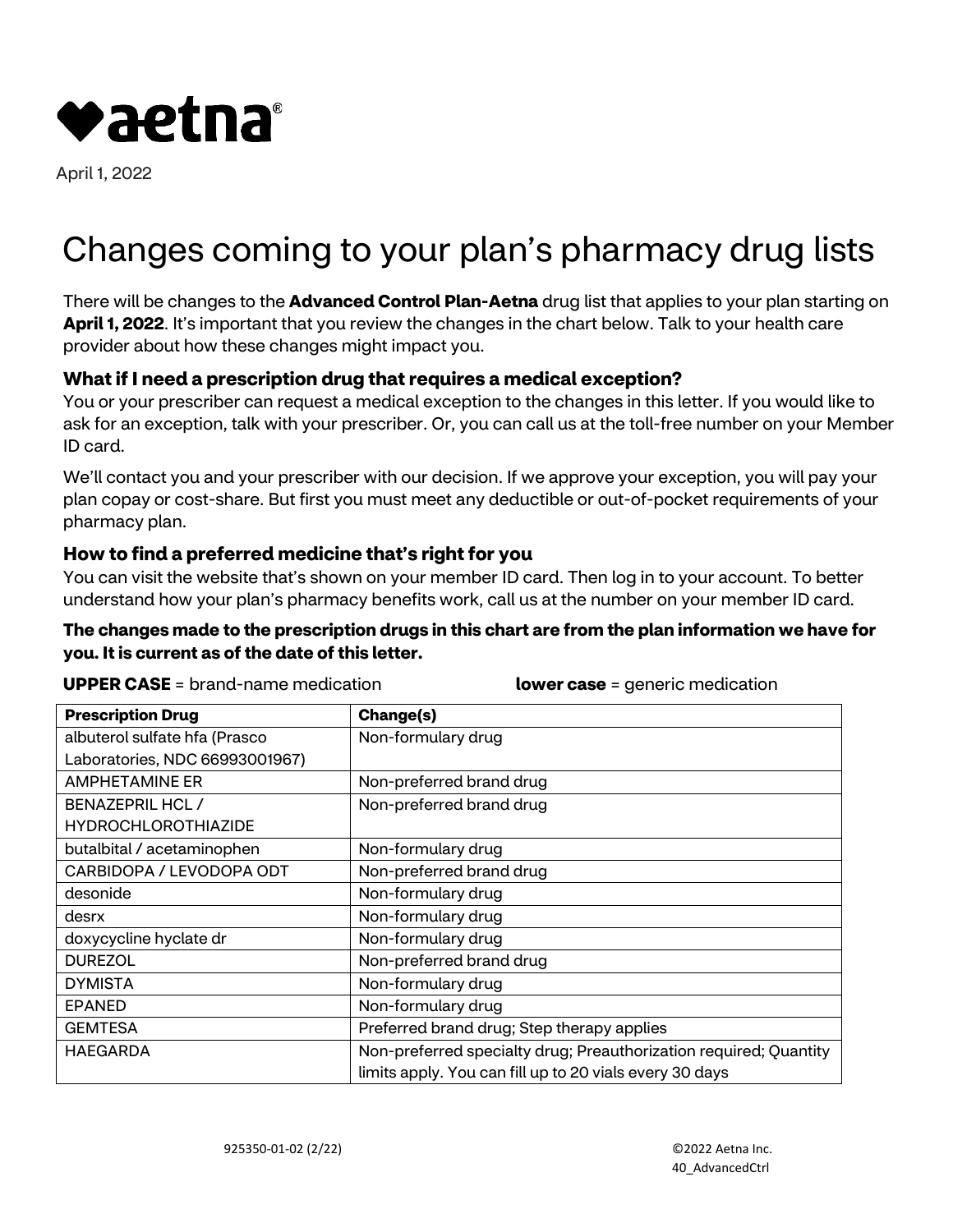aetna®

April 1, 2022

# Changes coming to your plan's pharmacy drug lists

There will be changes to the **Advanced Control Plan-Aetna** drug list that applies to your plan starting on **April 1, 2022**. It's important that you review the changes in the chart below. Talk to your health care provider about how these changes might impact you.

### What if I need a prescription drug that requires a medical exception?

You or your prescriber can request a medical exception to the changes in this letter. If you would like to ask for an exception, talk with your prescriber. Or, you can call us at the toll-free number on your Member ID card.

We'll contact you and your prescriber with our decision. If we approve your exception, you will pay your plan copay or cost-share. But first you must meet any deductible or out-of-pocket requirements of your pharmacy plan.

### How to find a preferred medicine that's right for you

You can visit the website that's shown on your member ID card. Then log in to your account. To better understand how your plan's pharmacy benefits work, call us at the number on your member ID card.

**The changes made to the prescription drugs in this chart are from the plan information we have for you. It is current as of the date of this letter.**

**UPPER CASE** = brand-name medication **lower case** = generic medication

| Prescription Drug | Change(s) |
|---|---|
| albuterol sulfate hfa (Prasco Laboratories, NDC 66993001967) | Non-formulary drug |
| AMPHETAMINE ER | Non-preferred brand drug |
| BENAZEPRIL HCL / HYDROCHLOROTHIAZIDE | Non-preferred brand drug |
| butalbital / acetaminophen | Non-formulary drug |
| CARBIDOPA / LEVODOPA ODT | Non-preferred brand drug |
| desonide | Non-formulary drug |
| desrx | Non-formulary drug |
| doxycycline hyclate dr | Non-formulary drug |
| DUREZOL | Non-preferred brand drug |
| DYMISTA | Non-formulary drug |
| EPANED | Non-formulary drug |
| GEMTESA | Preferred brand drug; Step therapy applies |
| HAEGARDA | Non-preferred specialty drug; Preauthorization required; Quantity limits apply. You can fill up to 20 vials every 30 days |

925350-01-02 (2/22) ©2022 Aetna Inc.
40_AdvancedCtrl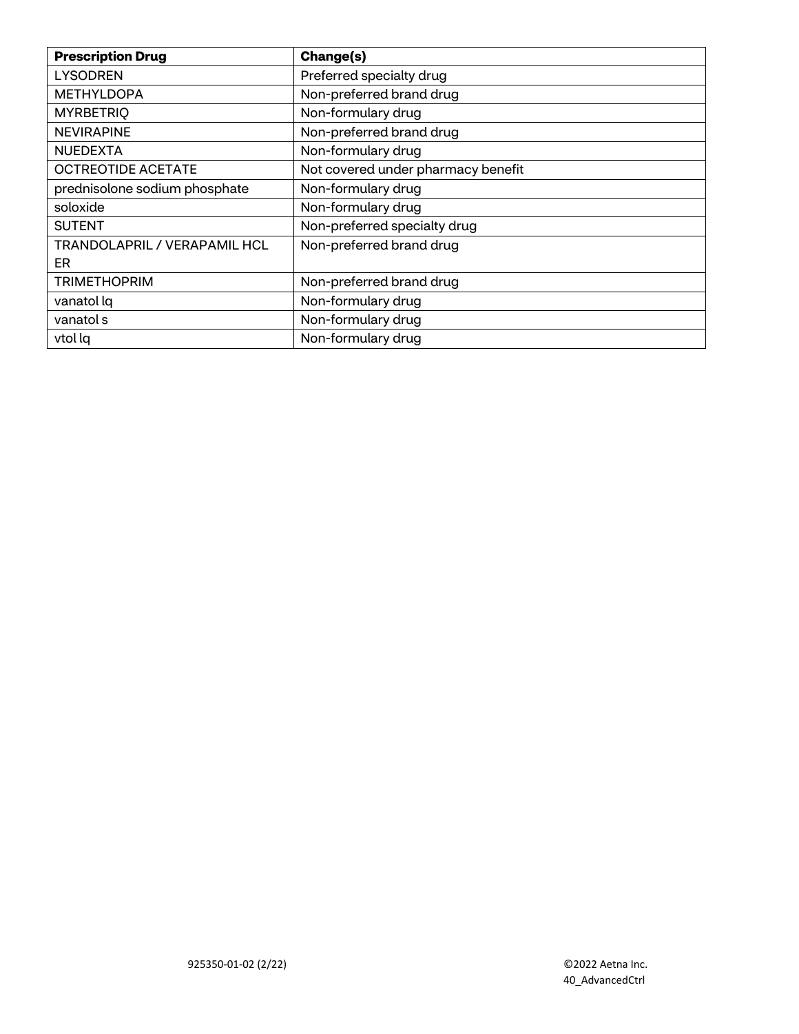| Prescription Drug | Change(s) |
| --- | --- |
| LYSODREN | Preferred specialty drug |
| METHYLDOPA | Non-preferred brand drug |
| MYRBETRIQ | Non-formulary drug |
| NEVIRAPINE | Non-preferred brand drug |
| NUEDEXTA | Non-formulary drug |
| OCTREOTIDE ACETATE | Not covered under pharmacy benefit |
| prednisolone sodium phosphate | Non-formulary drug |
| soloxide | Non-formulary drug |
| SUTENT | Non-preferred specialty drug |
| TRANDOLAPRIL / VERAPAMIL HCL ER | Non-preferred brand drug |
| TRIMETHOPRIM | Non-preferred brand drug |
| vanatol lq | Non-formulary drug |
| vanatol s | Non-formulary drug |
| vtol lq | Non-formulary drug |

925350-01-02 (2/22)

©2022 Aetna Inc.
40_AdvancedCtrl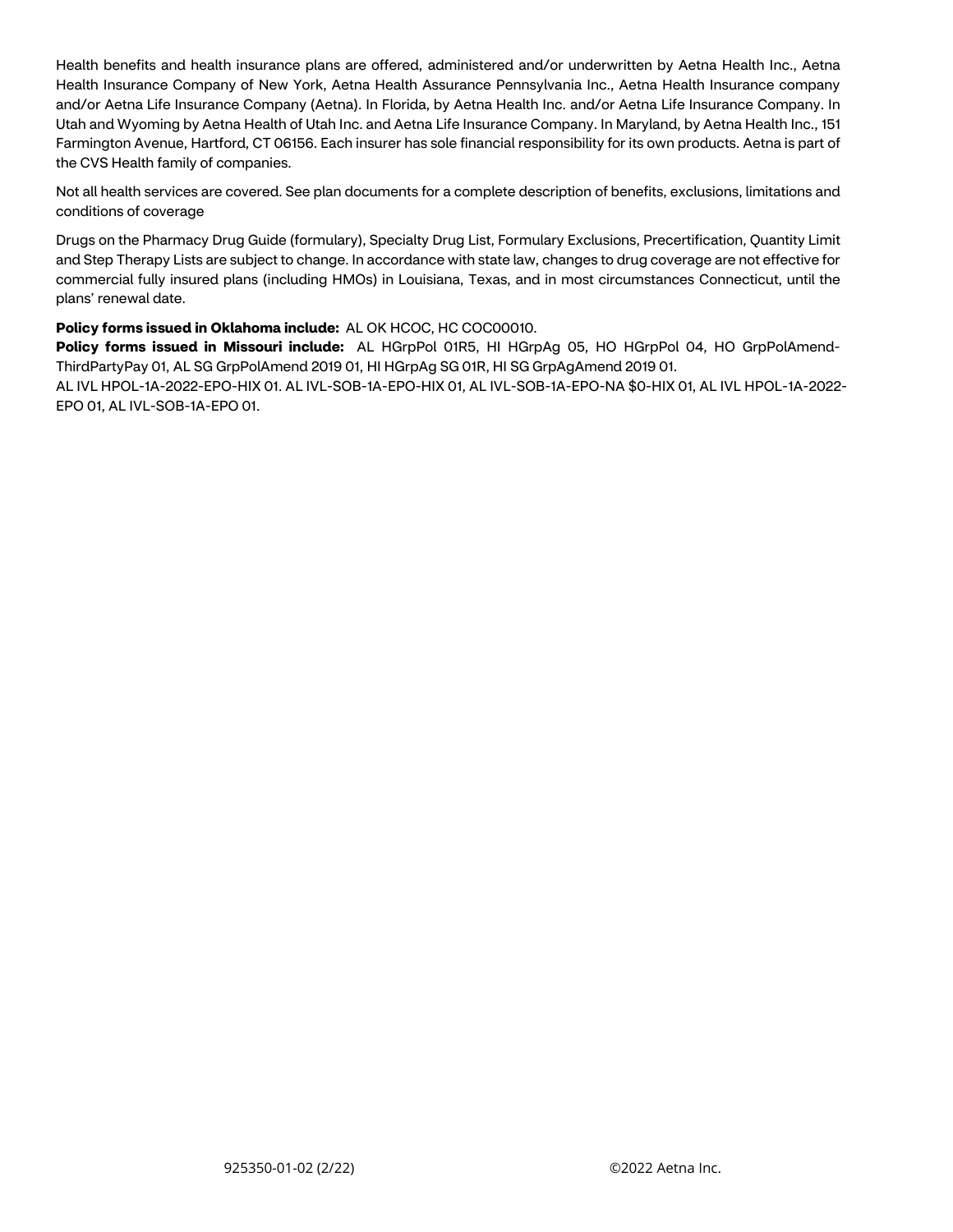Health benefits and health insurance plans are offered, administered and/or underwritten by Aetna Health Inc., Aetna Health Insurance Company of New York, Aetna Health Assurance Pennsylvania Inc., Aetna Health Insurance company and/or Aetna Life Insurance Company (Aetna). In Florida, by Aetna Health Inc. and/or Aetna Life Insurance Company. In Utah and Wyoming by Aetna Health of Utah Inc. and Aetna Life Insurance Company. In Maryland, by Aetna Health Inc., 151 Farmington Avenue, Hartford, CT 06156. Each insurer has sole financial responsibility for its own products. Aetna is part of the CVS Health family of companies.

Not all health services are covered. See plan documents for a complete description of benefits, exclusions, limitations and conditions of coverage

Drugs on the Pharmacy Drug Guide (formulary), Specialty Drug List, Formulary Exclusions, Precertification, Quantity Limit and Step Therapy Lists are subject to change. In accordance with state law, changes to drug coverage are not effective for commercial fully insured plans (including HMOs) in Louisiana, Texas, and in most circumstances Connecticut, until the plans' renewal date.

**Policy forms issued in Oklahoma include:** AL OK HCOC, HC COC00010.
**Policy forms issued in Missouri include:** AL HGrpPol 01R5, HI HGrpAg 05, HO HGrpPol 04, HO GrpPolAmend-ThirdPartyPay 01, AL SG GrpPolAmend 2019 01, HI HGrpAg SG 01R, HI SG GrpAgAmend 2019 01.
AL IVL HPOL-1A-2022-EPO-HIX 01. AL IVL-SOB-1A-EPO-HIX 01, AL IVL-SOB-1A-EPO-NA $0-HIX 01, AL IVL HPOL-1A-2022-EPO 01, AL IVL-SOB-1A-EPO 01.

925350-01-02 (2/22) ©2022 Aetna Inc.